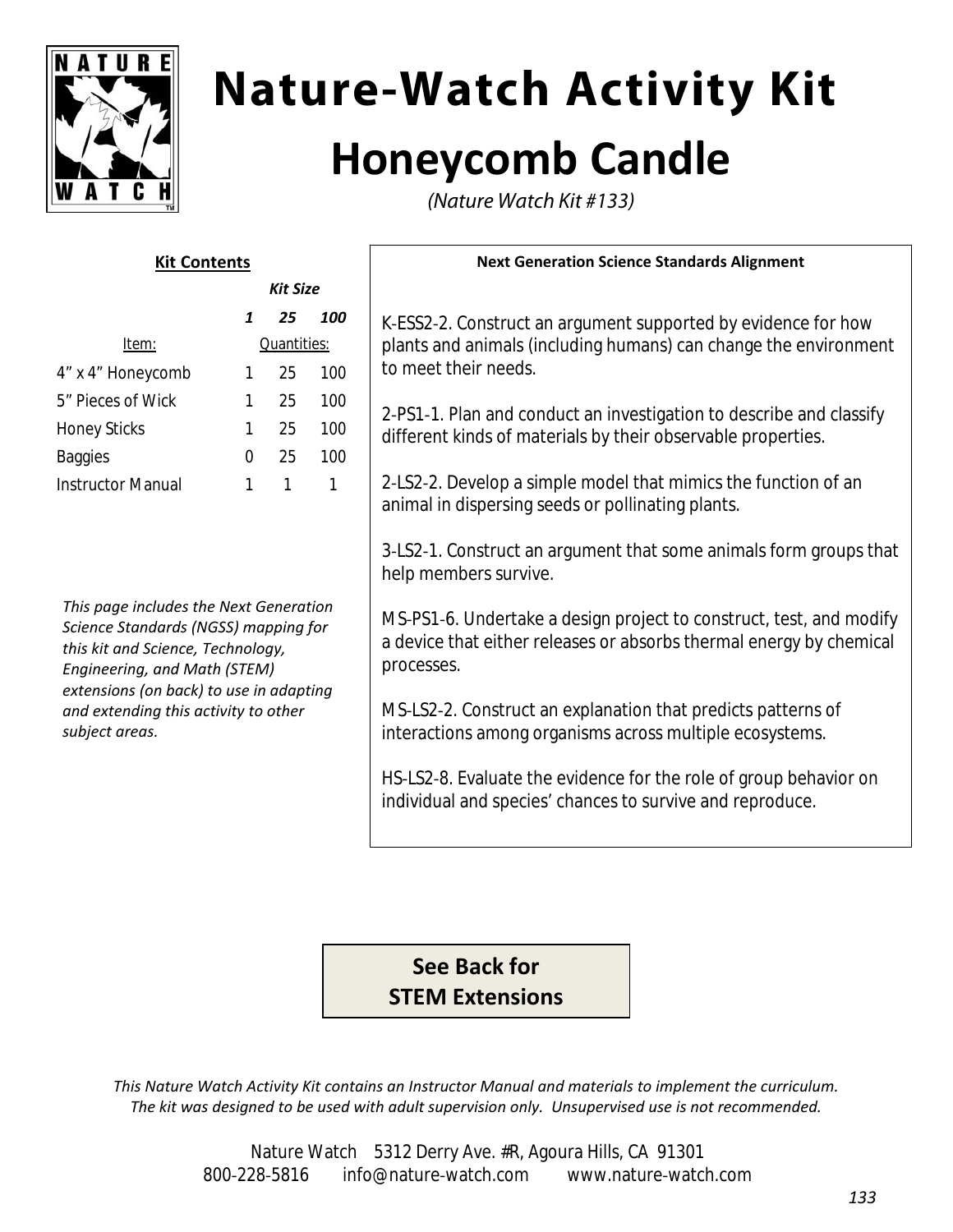# Nature-Watch Activity Kit

# Honeycomb Candle

*(Nature Watch Kit #133)*

**Kit Contents**

| Item: | *Kit Size* **1** | **25** | **100** |
|---|---|---|---|
| | Quantities: | | |
| 4" x 4" Honeycomb | 1 | 25 | 100 |
| 5" Pieces of Wick | 1 | 25 | 100 |
| Honey Sticks | 1 | 25 | 100 |
| Baggies | 0 | 25 | 100 |
| Instructor Manual | 1 | 1 | 1 |

*This page includes the Next Generation Science Standards (NGSS) mapping for this kit and Science, Technology, Engineering, and Math (STEM) extensions (on back) to use in adapting and extending this activity to other subject areas.*

**Next Generation Science Standards Alignment**

K-ESS2-2. Construct an argument supported by evidence for how plants and animals (including humans) can change the environment to meet their needs.

2-PS1-1. Plan and conduct an investigation to describe and classify different kinds of materials by their observable properties.

2-LS2-2. Develop a simple model that mimics the function of an animal in dispersing seeds or pollinating plants.

3-LS2-1. Construct an argument that some animals form groups that help members survive.

MS-PS1-6. Undertake a design project to construct, test, and modify a device that either releases or absorbs thermal energy by chemical processes.

MS-LS2-2. Construct an explanation that predicts patterns of interactions among organisms across multiple ecosystems.

HS-LS2-8. Evaluate the evidence for the role of group behavior on individual and species' chances to survive and reproduce.

**See Back for STEM Extensions**

*This Nature Watch Activity Kit contains an Instructor Manual and materials to implement the curriculum. The kit was designed to be used with adult supervision only. Unsupervised use is not recommended.*

Nature Watch 5312 Derry Ave. #R, Agoura Hills, CA 91301
800-228-5816 info@nature-watch.com www.nature-watch.com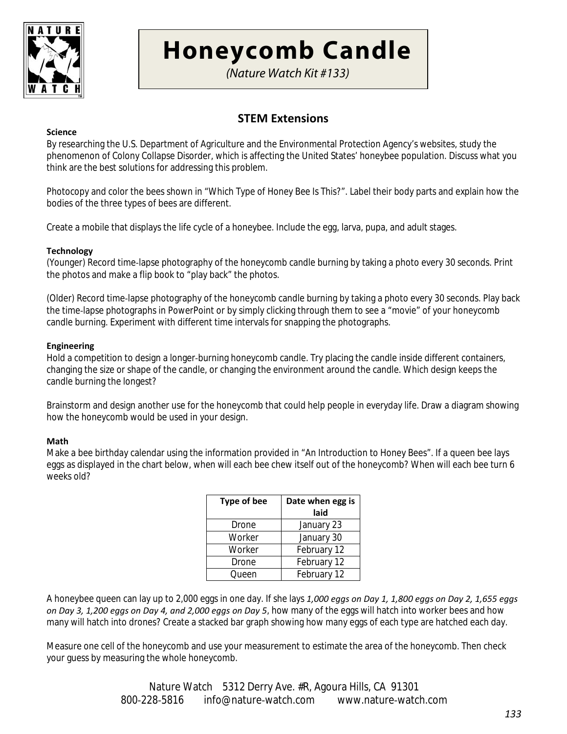# Honeycomb Candle

*(Nature Watch Kit #133)*

## STEM Extensions

**Science**

By researching the U.S. Department of Agriculture and the Environmental Protection Agency's websites, study the phenomenon of Colony Collapse Disorder, which is affecting the United States' honeybee population. Discuss what you think are the best solutions for addressing this problem.

Photocopy and color the bees shown in "Which Type of Honey Bee Is This?". Label their body parts and explain how the bodies of the three types of bees are different.

Create a mobile that displays the life cycle of a honeybee. Include the egg, larva, pupa, and adult stages.

**Technology**

(Younger) Record time-lapse photography of the honeycomb candle burning by taking a photo every 30 seconds. Print the photos and make a flip book to "play back" the photos.

(Older) Record time-lapse photography of the honeycomb candle burning by taking a photo every 30 seconds. Play back the time-lapse photographs in PowerPoint or by simply clicking through them to see a "movie" of your honeycomb candle burning. Experiment with different time intervals for snapping the photographs.

**Engineering**

Hold a competition to design a longer-burning honeycomb candle. Try placing the candle inside different containers, changing the size or shape of the candle, or changing the environment around the candle. Which design keeps the candle burning the longest?

Brainstorm and design another use for the honeycomb that could help people in everyday life. Draw a diagram showing how the honeycomb would be used in your design.

**Math**

Make a bee birthday calendar using the information provided in "An Introduction to Honey Bees". If a queen bee lays eggs as displayed in the chart below, when will each bee chew itself out of the honeycomb? When will each bee turn 6 weeks old?

| Type of bee | Date when egg is laid |
|---|---|
| Drone | January 23 |
| Worker | January 30 |
| Worker | February 12 |
| Drone | February 12 |
| Queen | February 12 |

A honeybee queen can lay up to 2,000 eggs in one day. If she lays *1,000 eggs on Day 1, 1,800 eggs on Day 2, 1,655 eggs on Day 3, 1,200 eggs on Day 4, and 2,000 eggs on Day 5*, how many of the eggs will hatch into worker bees and how many will hatch into drones? Create a stacked bar graph showing how many eggs of each type are hatched each day.

Measure one cell of the honeycomb and use your measurement to estimate the area of the honeycomb. Then check your guess by measuring the whole honeycomb.

Nature Watch 5312 Derry Ave. #R, Agoura Hills, CA 91301
800-228-5816 info@nature-watch.com www.nature-watch.com